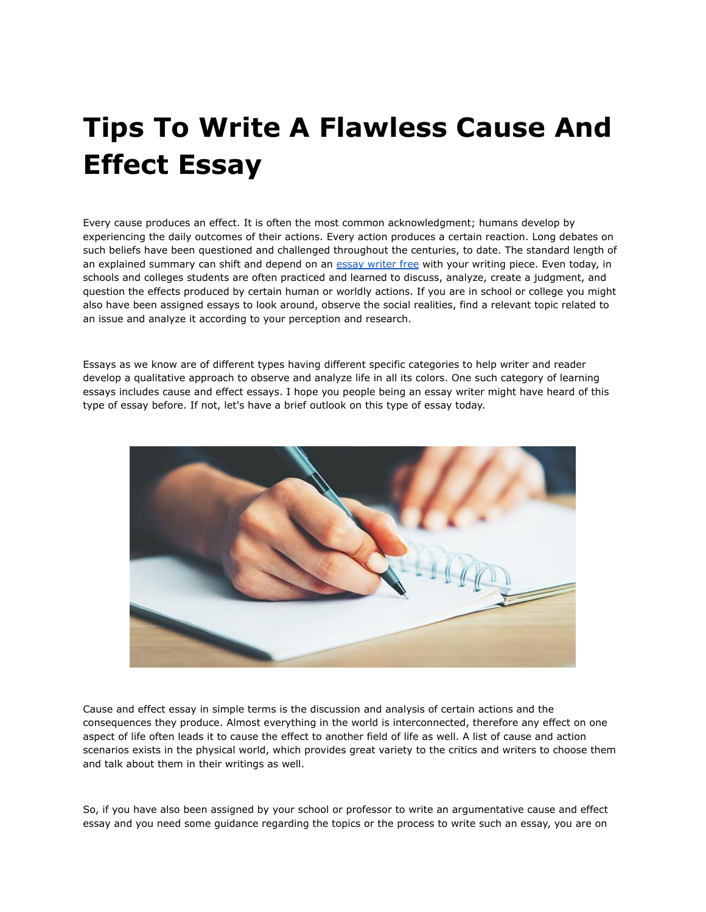# Tips To Write A Flawless Cause And Effect Essay

Every cause produces an effect. It is often the most common acknowledgment; humans develop by experiencing the daily outcomes of their actions. Every action produces a certain reaction. Long debates on such beliefs have been questioned and challenged throughout the centuries, to date. The standard length of an explained summary can shift and depend on an [essay writer free] with your writing piece. Even today, in schools and colleges students are often practiced and learned to discuss, analyze, create a judgment, and question the effects produced by certain human or worldly actions. If you are in school or college you might also have been assigned essays to look around, observe the social realities, find a relevant topic related to an issue and analyze it according to your perception and research.

Essays as we know are of different types having different specific categories to help writer and reader develop a qualitative approach to observe and analyze life in all its colors. One such category of learning essays includes cause and effect essays. I hope you people being an essay writer might have heard of this type of essay before. If not, let's have a brief outlook on this type of essay today.

Cause and effect essay in simple terms is the discussion and analysis of certain actions and the consequences they produce. Almost everything in the world is interconnected, therefore any effect on one aspect of life often leads it to cause the effect to another field of life as well. A list of cause and action scenarios exists in the physical world, which provides great variety to the critics and writers to choose them and talk about them in their writings as well.

So, if you have also been assigned by your school or professor to write an argumentative cause and effect essay and you need some guidance regarding the topics or the process to write such an essay, you are on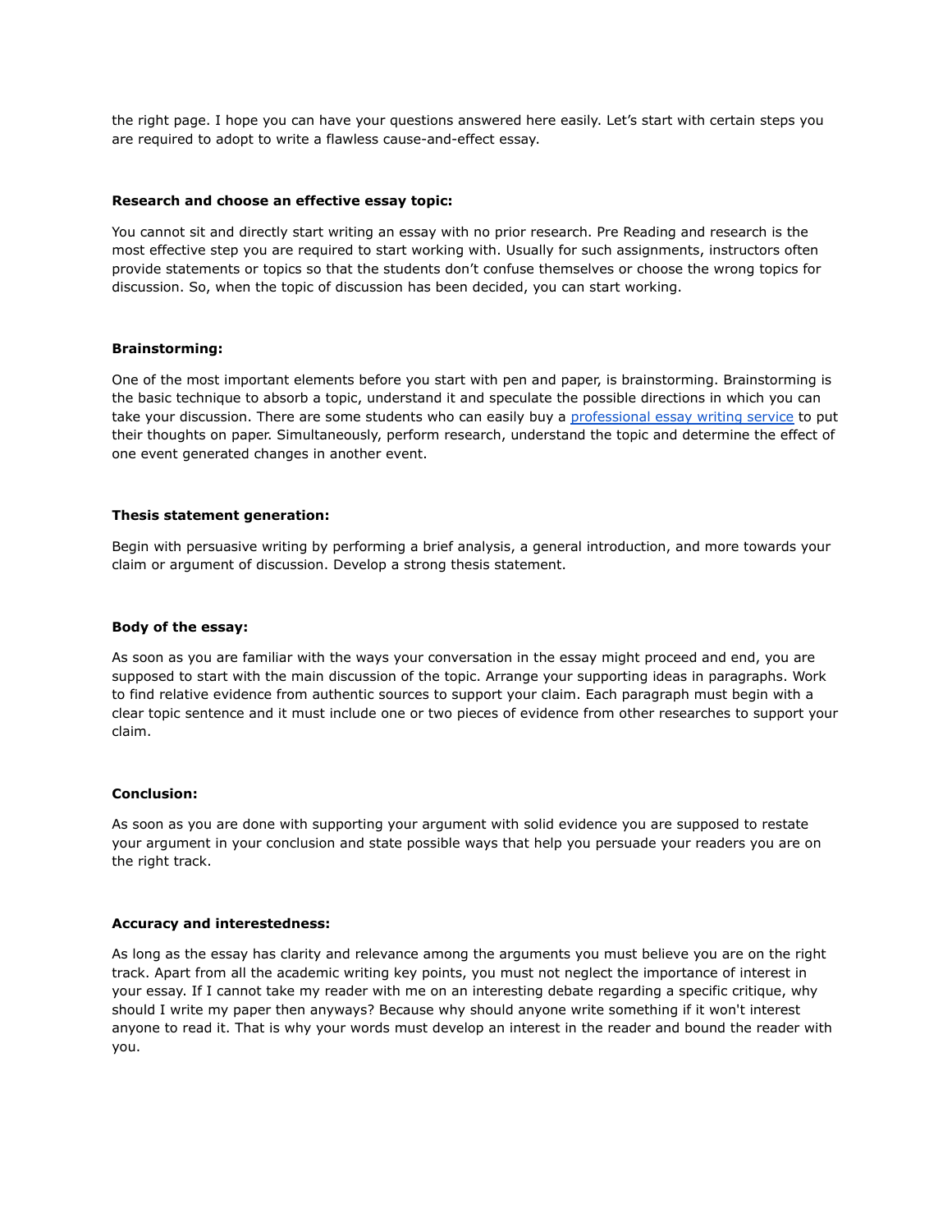the right page. I hope you can have your questions answered here easily. Let's start with certain steps you are required to adopt to write a flawless cause-and-effect essay.

**Research and choose an effective essay topic:**

You cannot sit and directly start writing an essay with no prior research. Pre Reading and research is the most effective step you are required to start working with. Usually for such assignments, instructors often provide statements or topics so that the students don't confuse themselves or choose the wrong topics for discussion. So, when the topic of discussion has been decided, you can start working.

**Brainstorming:**

One of the most important elements before you start with pen and paper, is brainstorming. Brainstorming is the basic technique to absorb a topic, understand it and speculate the possible directions in which you can take your discussion. There are some students who can easily buy a professional essay writing service to put their thoughts on paper. Simultaneously, perform research, understand the topic and determine the effect of one event generated changes in another event.

**Thesis statement generation:**

Begin with persuasive writing by performing a brief analysis, a general introduction, and more towards your claim or argument of discussion. Develop a strong thesis statement.

**Body of the essay:**

As soon as you are familiar with the ways your conversation in the essay might proceed and end, you are supposed to start with the main discussion of the topic. Arrange your supporting ideas in paragraphs. Work to find relative evidence from authentic sources to support your claim. Each paragraph must begin with a clear topic sentence and it must include one or two pieces of evidence from other researches to support your claim.

**Conclusion:**

As soon as you are done with supporting your argument with solid evidence you are supposed to restate your argument in your conclusion and state possible ways that help you persuade your readers you are on the right track.

**Accuracy and interestedness:**

As long as the essay has clarity and relevance among the arguments you must believe you are on the right track. Apart from all the academic writing key points, you must not neglect the importance of interest in your essay. If I cannot take my reader with me on an interesting debate regarding a specific critique, why should I write my paper then anyways? Because why should anyone write something if it won't interest anyone to read it. That is why your words must develop an interest in the reader and bound the reader with you.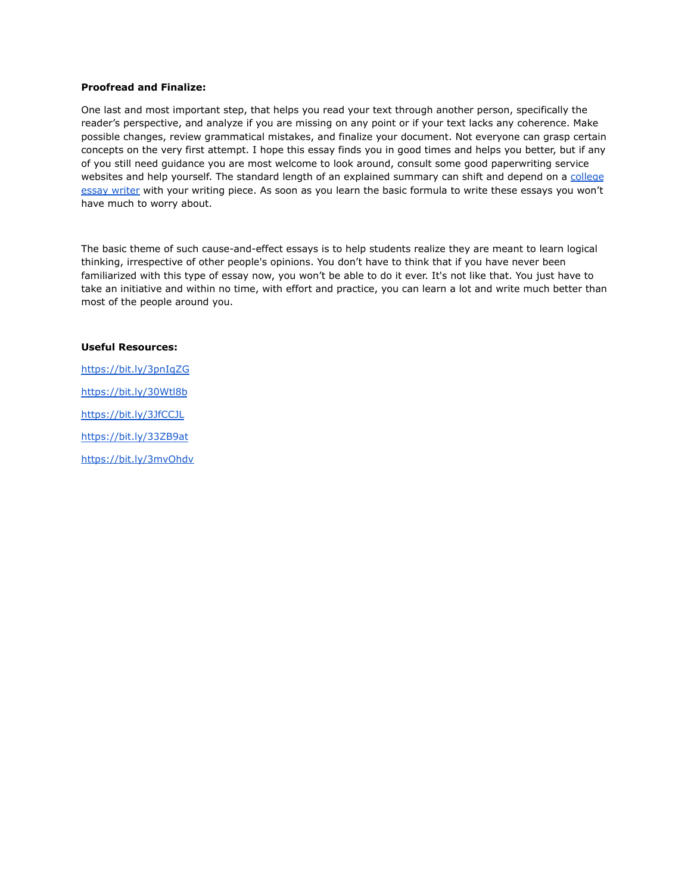**Proofread and Finalize:**

One last and most important step, that helps you read your text through another person, specifically the reader's perspective, and analyze if you are missing on any point or if your text lacks any coherence. Make possible changes, review grammatical mistakes, and finalize your document. Not everyone can grasp certain concepts on the very first attempt. I hope this essay finds you in good times and helps you better, but if any of you still need guidance you are most welcome to look around, consult some good paperwriting service websites and help yourself. The standard length of an explained summary can shift and depend on a [college essay writer]() with your writing piece. As soon as you learn the basic formula to write these essays you won't have much to worry about.

The basic theme of such cause-and-effect essays is to help students realize they are meant to learn logical thinking, irrespective of other people's opinions. You don't have to think that if you have never been familiarized with this type of essay now, you won't be able to do it ever. It's not like that. You just have to take an initiative and within no time, with effort and practice, you can learn a lot and write much better than most of the people around you.

**Useful Resources:**

https://bit.ly/3pnIqZG

https://bit.ly/30Wtl8b

https://bit.ly/3JfCCJL

https://bit.ly/33ZB9at

https://bit.ly/3mvOhdv